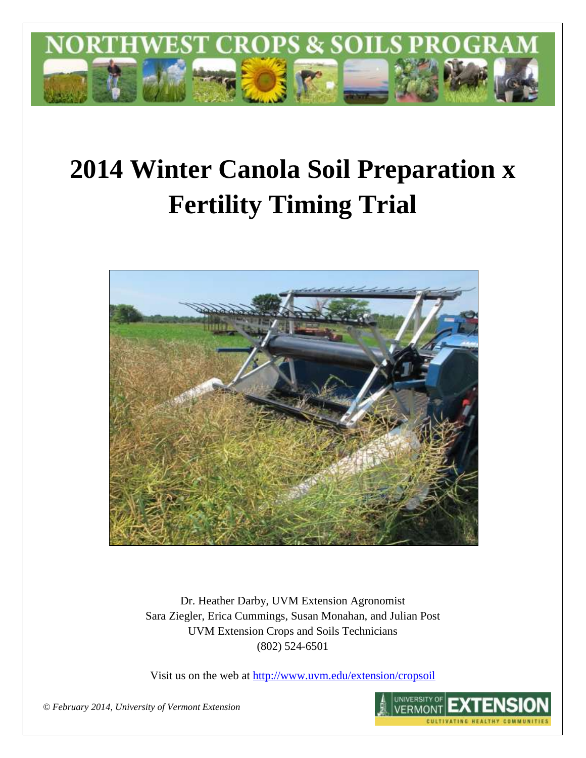NORTHWEST CROPS & SOILS PROGRAM

# 2014 Winter Canola Soil Preparation x Fertility Timing Trial

Dr. Heather Darby, UVM Extension Agronomist
Sara Ziegler, Erica Cummings, Susan Monahan, and Julian Post
UVM Extension Crops and Soils Technicians
(802) 524-6501

Visit us on the web at http://www.uvm.edu/extension/cropsoil

*© February 2014, University of Vermont Extension*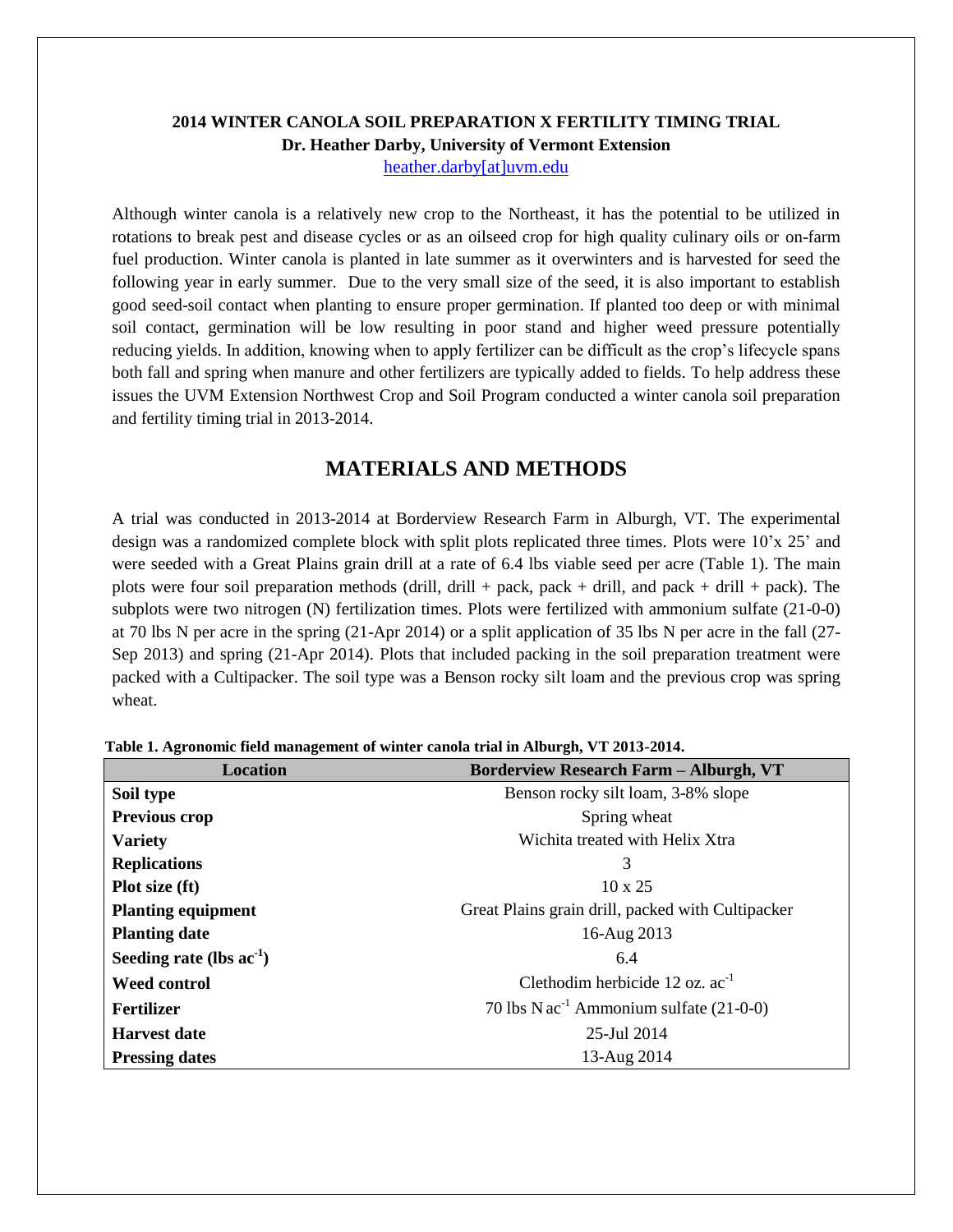**2014 WINTER CANOLA SOIL PREPARATION X FERTILITY TIMING TRIAL**
**Dr. Heather Darby, University of Vermont Extension**
heather.darby[at]uvm.edu

Although winter canola is a relatively new crop to the Northeast, it has the potential to be utilized in rotations to break pest and disease cycles or as an oilseed crop for high quality culinary oils or on-farm fuel production. Winter canola is planted in late summer as it overwinters and is harvested for seed the following year in early summer. Due to the very small size of the seed, it is also important to establish good seed-soil contact when planting to ensure proper germination. If planted too deep or with minimal soil contact, germination will be low resulting in poor stand and higher weed pressure potentially reducing yields. In addition, knowing when to apply fertilizer can be difficult as the crop's lifecycle spans both fall and spring when manure and other fertilizers are typically added to fields. To help address these issues the UVM Extension Northwest Crop and Soil Program conducted a winter canola soil preparation and fertility timing trial in 2013-2014.

## MATERIALS AND METHODS

A trial was conducted in 2013-2014 at Borderview Research Farm in Alburgh, VT. The experimental design was a randomized complete block with split plots replicated three times. Plots were 10'x 25' and were seeded with a Great Plains grain drill at a rate of 6.4 lbs viable seed per acre (Table 1). The main plots were four soil preparation methods (drill, drill + pack, pack + drill, and pack + drill + pack). The subplots were two nitrogen (N) fertilization times. Plots were fertilized with ammonium sulfate (21-0-0) at 70 lbs N per acre in the spring (21-Apr 2014) or a split application of 35 lbs N per acre in the fall (27-Sep 2013) and spring (21-Apr 2014). Plots that included packing in the soil preparation treatment were packed with a Cultipacker. The soil type was a Benson rocky silt loam and the previous crop was spring wheat.

**Table 1. Agronomic field management of winter canola trial in Alburgh, VT 2013-2014.**

| Location | Borderview Research Farm – Alburgh, VT |
|---|---|
| **Soil type** | Benson rocky silt loam, 3-8% slope |
| **Previous crop** | Spring wheat |
| **Variety** | Wichita treated with Helix Xtra |
| **Replications** | 3 |
| **Plot size (ft)** | 10 x 25 |
| **Planting equipment** | Great Plains grain drill, packed with Cultipacker |
| **Planting date** | 16-Aug 2013 |
| **Seeding rate (lbs $ac^{-1}$)** | 6.4 |
| **Weed control** | Clethodim herbicide 12 oz. $ac^{-1}$ |
| **Fertilizer** | 70 lbs N $ac^{-1}$ Ammonium sulfate (21-0-0) |
| **Harvest date** | 25-Jul 2014 |
| **Pressing dates** | 13-Aug 2014 |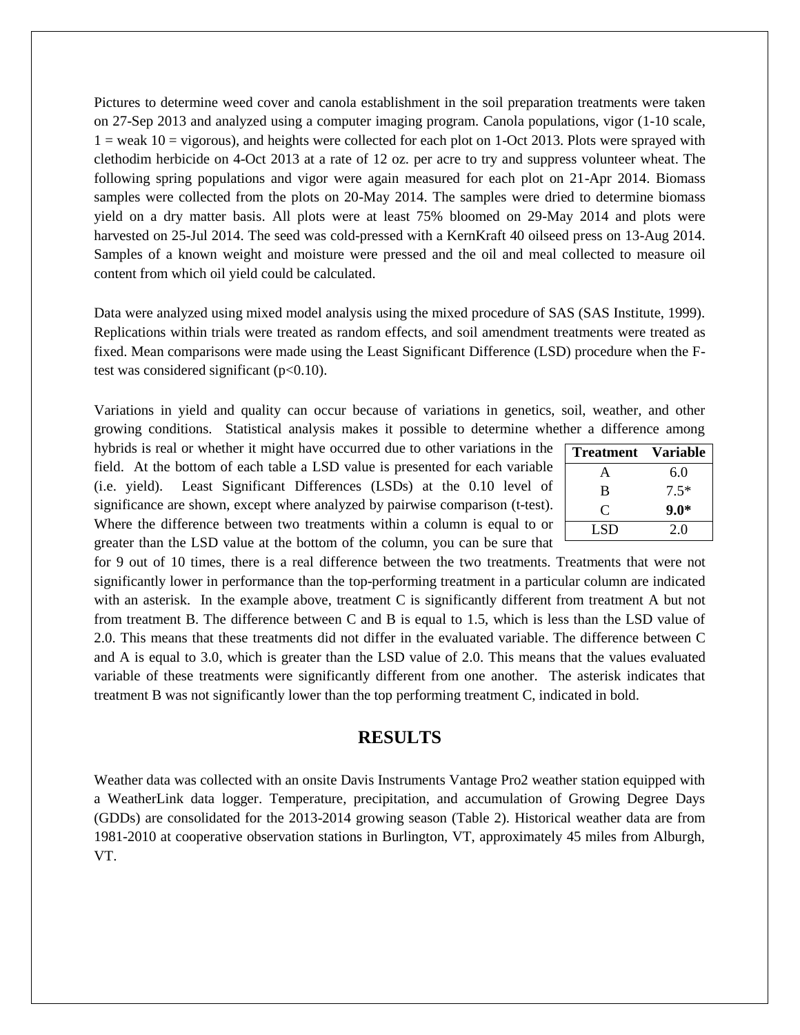Pictures to determine weed cover and canola establishment in the soil preparation treatments were taken on 27-Sep 2013 and analyzed using a computer imaging program. Canola populations, vigor (1-10 scale, 1 = weak 10 = vigorous), and heights were collected for each plot on 1-Oct 2013. Plots were sprayed with clethodim herbicide on 4-Oct 2013 at a rate of 12 oz. per acre to try and suppress volunteer wheat. The following spring populations and vigor were again measured for each plot on 21-Apr 2014. Biomass samples were collected from the plots on 20-May 2014. The samples were dried to determine biomass yield on a dry matter basis. All plots were at least 75% bloomed on 29-May 2014 and plots were harvested on 25-Jul 2014. The seed was cold-pressed with a KernKraft 40 oilseed press on 13-Aug 2014. Samples of a known weight and moisture were pressed and the oil and meal collected to measure oil content from which oil yield could be calculated.

Data were analyzed using mixed model analysis using the mixed procedure of SAS (SAS Institute, 1999). Replications within trials were treated as random effects, and soil amendment treatments were treated as fixed. Mean comparisons were made using the Least Significant Difference (LSD) procedure when the F-test was considered significant ($p<0.10$).

Variations in yield and quality can occur because of variations in genetics, soil, weather, and other growing conditions. Statistical analysis makes it possible to determine whether a difference among hybrids is real or whether it might have occurred due to other variations in the field. At the bottom of each table a LSD value is presented for each variable (i.e. yield). Least Significant Differences (LSDs) at the 0.10 level of significance are shown, except where analyzed by pairwise comparison (t-test). Where the difference between two treatments within a column is equal to or greater than the LSD value at the bottom of the column, you can be sure that for 9 out of 10 times, there is a real difference between the two treatments. Treatments that were not significantly lower in performance than the top-performing treatment in a particular column are indicated with an asterisk. In the example above, treatment C is significantly different from treatment A but not from treatment B. The difference between C and B is equal to 1.5, which is less than the LSD value of 2.0. This means that these treatments did not differ in the evaluated variable. The difference between C and A is equal to 3.0, which is greater than the LSD value of 2.0. This means that the values evaluated variable of these treatments were significantly different from one another. The asterisk indicates that treatment B was not significantly lower than the top performing treatment C, indicated in bold.

| Treatment | Variable |
|---|---|
| A | 6.0 |
| B | 7.5* |
| C | **9.0*** |
| LSD | 2.0 |

## RESULTS

Weather data was collected with an onsite Davis Instruments Vantage Pro2 weather station equipped with a WeatherLink data logger. Temperature, precipitation, and accumulation of Growing Degree Days (GDDs) are consolidated for the 2013-2014 growing season (Table 2). Historical weather data are from 1981-2010 at cooperative observation stations in Burlington, VT, approximately 45 miles from Alburgh, VT.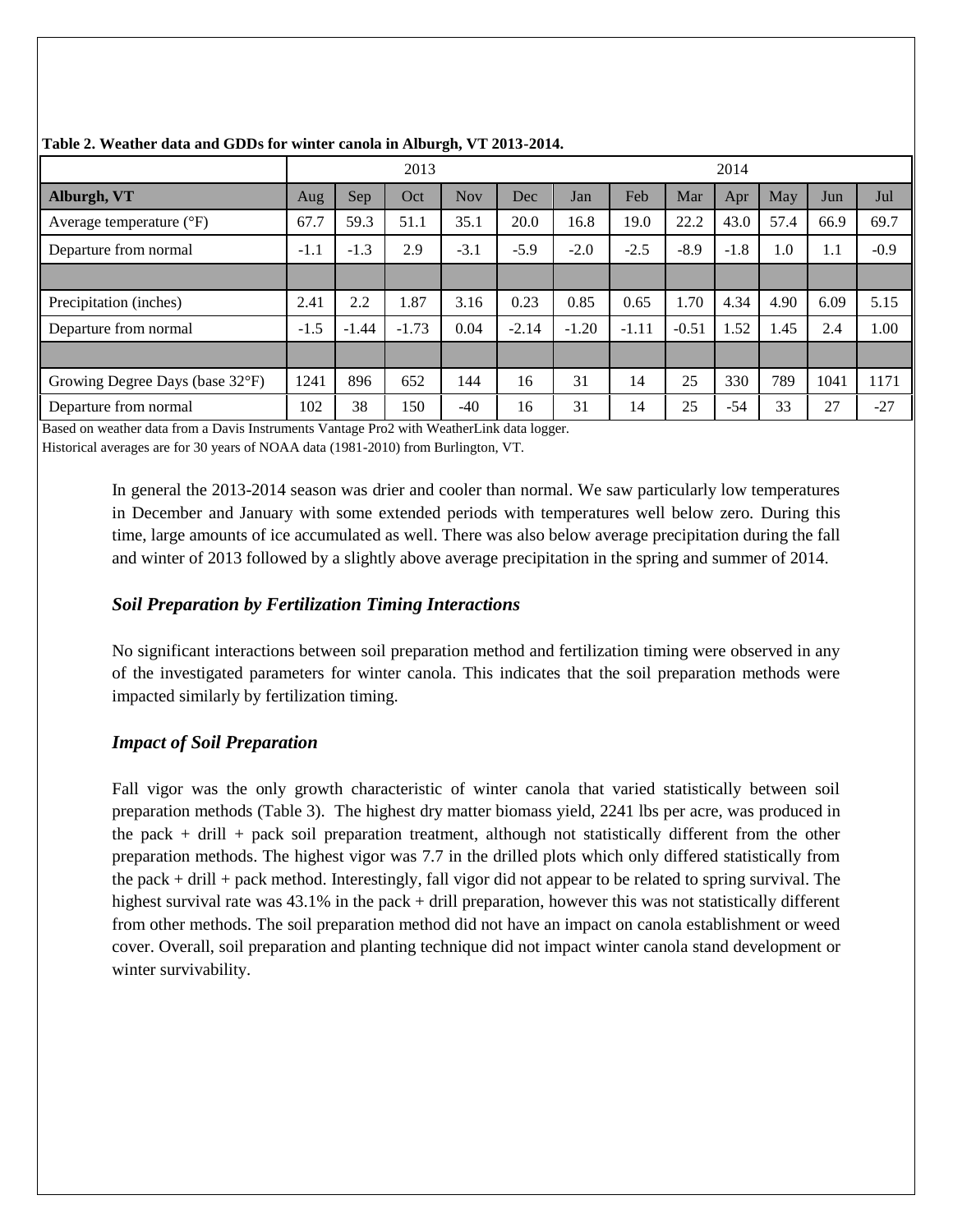**Table 2. Weather data and GDDs for winter canola in Alburgh, VT 2013-2014.**

| | 2013 | | | | | 2014 | | | | | | |
|---|---|---|---|---|---|---|---|---|---|---|---|---|
| **Alburgh, VT** | Aug | Sep | Oct | Nov | Dec | Jan | Feb | Mar | Apr | May | Jun | Jul |
| Average temperature (°F) | 67.7 | 59.3 | 51.1 | 35.1 | 20.0 | 16.8 | 19.0 | 22.2 | 43.0 | 57.4 | 66.9 | 69.7 |
| Departure from normal | -1.1 | -1.3 | 2.9 | -3.1 | -5.9 | -2.0 | -2.5 | -8.9 | -1.8 | 1.0 | 1.1 | -0.9 |
| | | | | | | | | | | | | |
| Precipitation (inches) | 2.41 | 2.2 | 1.87 | 3.16 | 0.23 | 0.85 | 0.65 | 1.70 | 4.34 | 4.90 | 6.09 | 5.15 |
| Departure from normal | -1.5 | -1.44 | -1.73 | 0.04 | -2.14 | -1.20 | -1.11 | -0.51 | 1.52 | 1.45 | 2.4 | 1.00 |
| | | | | | | | | | | | | |
| Growing Degree Days (base 32°F) | 1241 | 896 | 652 | 144 | 16 | 31 | 14 | 25 | 330 | 789 | 1041 | 1171 |
| Departure from normal | 102 | 38 | 150 | -40 | 16 | 31 | 14 | 25 | -54 | 33 | 27 | -27 |

Based on weather data from a Davis Instruments Vantage Pro2 with WeatherLink data logger.
Historical averages are for 30 years of NOAA data (1981-2010) from Burlington, VT.

In general the 2013-2014 season was drier and cooler than normal. We saw particularly low temperatures in December and January with some extended periods with temperatures well below zero. During this time, large amounts of ice accumulated as well. There was also below average precipitation during the fall and winter of 2013 followed by a slightly above average precipitation in the spring and summer of 2014.

### *Soil Preparation by Fertilization Timing Interactions*

No significant interactions between soil preparation method and fertilization timing were observed in any of the investigated parameters for winter canola. This indicates that the soil preparation methods were impacted similarly by fertilization timing.

### *Impact of Soil Preparation*

Fall vigor was the only growth characteristic of winter canola that varied statistically between soil preparation methods (Table 3). The highest dry matter biomass yield, 2241 lbs per acre, was produced in the pack + drill + pack soil preparation treatment, although not statistically different from the other preparation methods. The highest vigor was 7.7 in the drilled plots which only differed statistically from the pack + drill + pack method. Interestingly, fall vigor did not appear to be related to spring survival. The highest survival rate was 43.1% in the pack + drill preparation, however this was not statistically different from other methods. The soil preparation method did not have an impact on canola establishment or weed cover. Overall, soil preparation and planting technique did not impact winter canola stand development or winter survivability.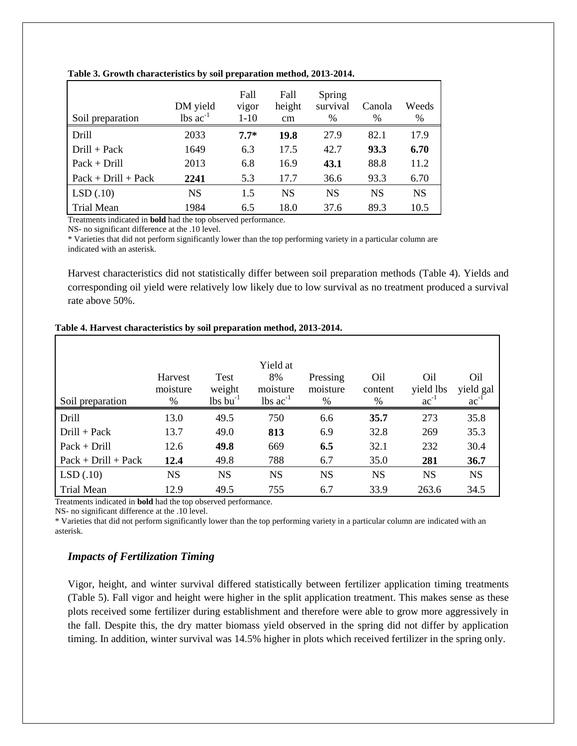**Table 3. Growth characteristics by soil preparation method, 2013-2014.**

| Soil preparation | DM yield lbs $ac^{-1}$ | Fall vigor 1-10 | Fall height cm | Spring survival % | Canola % | Weeds % |
|---|---|---|---|---|---|---|
| Drill | 2033 | **7.7*** | **19.8** | 27.9 | 82.1 | 17.9 |
| Drill + Pack | 1649 | 6.3 | 17.5 | 42.7 | **93.3** | **6.70** |
| Pack + Drill | 2013 | 6.8 | 16.9 | **43.1** | 88.8 | 11.2 |
| Pack + Drill + Pack | **2241** | 5.3 | 17.7 | 36.6 | 93.3 | 6.70 |
| LSD (.10) | NS | 1.5 | NS | NS | NS | NS |
| Trial Mean | 1984 | 6.5 | 18.0 | 37.6 | 89.3 | 10.5 |

Treatments indicated in **bold** had the top observed performance.
NS- no significant difference at the .10 level.
* Varieties that did not perform significantly lower than the top performing variety in a particular column are indicated with an asterisk.

Harvest characteristics did not statistically differ between soil preparation methods (Table 4). Yields and corresponding oil yield were relatively low likely due to low survival as no treatment produced a survival rate above 50%.

**Table 4. Harvest characteristics by soil preparation method, 2013-2014.**

| Soil preparation | Harvest moisture % | Test weight lbs $bu^{-1}$ | Yield at 8% moisture lbs $ac^{-1}$ | Pressing moisture % | Oil content % | Oil yield lbs $ac^{-1}$ | Oil yield gal $ac^{-1}$ |
|---|---|---|---|---|---|---|---|
| Drill | 13.0 | 49.5 | 750 | 6.6 | **35.7** | 273 | 35.8 |
| Drill + Pack | 13.7 | 49.0 | **813** | 6.9 | 32.8 | 269 | 35.3 |
| Pack + Drill | 12.6 | **49.8** | 669 | **6.5** | 32.1 | 232 | 30.4 |
| Pack + Drill + Pack | **12.4** | 49.8 | 788 | 6.7 | 35.0 | **281** | **36.7** |
| LSD (.10) | NS | NS | NS | NS | NS | NS | NS |
| Trial Mean | 12.9 | 49.5 | 755 | 6.7 | 33.9 | 263.6 | 34.5 |

Treatments indicated in **bold** had the top observed performance.
NS- no significant difference at the .10 level.
* Varieties that did not perform significantly lower than the top performing variety in a particular column are indicated with an asterisk.

### *Impacts of Fertilization Timing*

Vigor, height, and winter survival differed statistically between fertilizer application timing treatments (Table 5). Fall vigor and height were higher in the split application treatment. This makes sense as these plots received some fertilizer during establishment and therefore were able to grow more aggressively in the fall. Despite this, the dry matter biomass yield observed in the spring did not differ by application timing. In addition, winter survival was 14.5% higher in plots which received fertilizer in the spring only.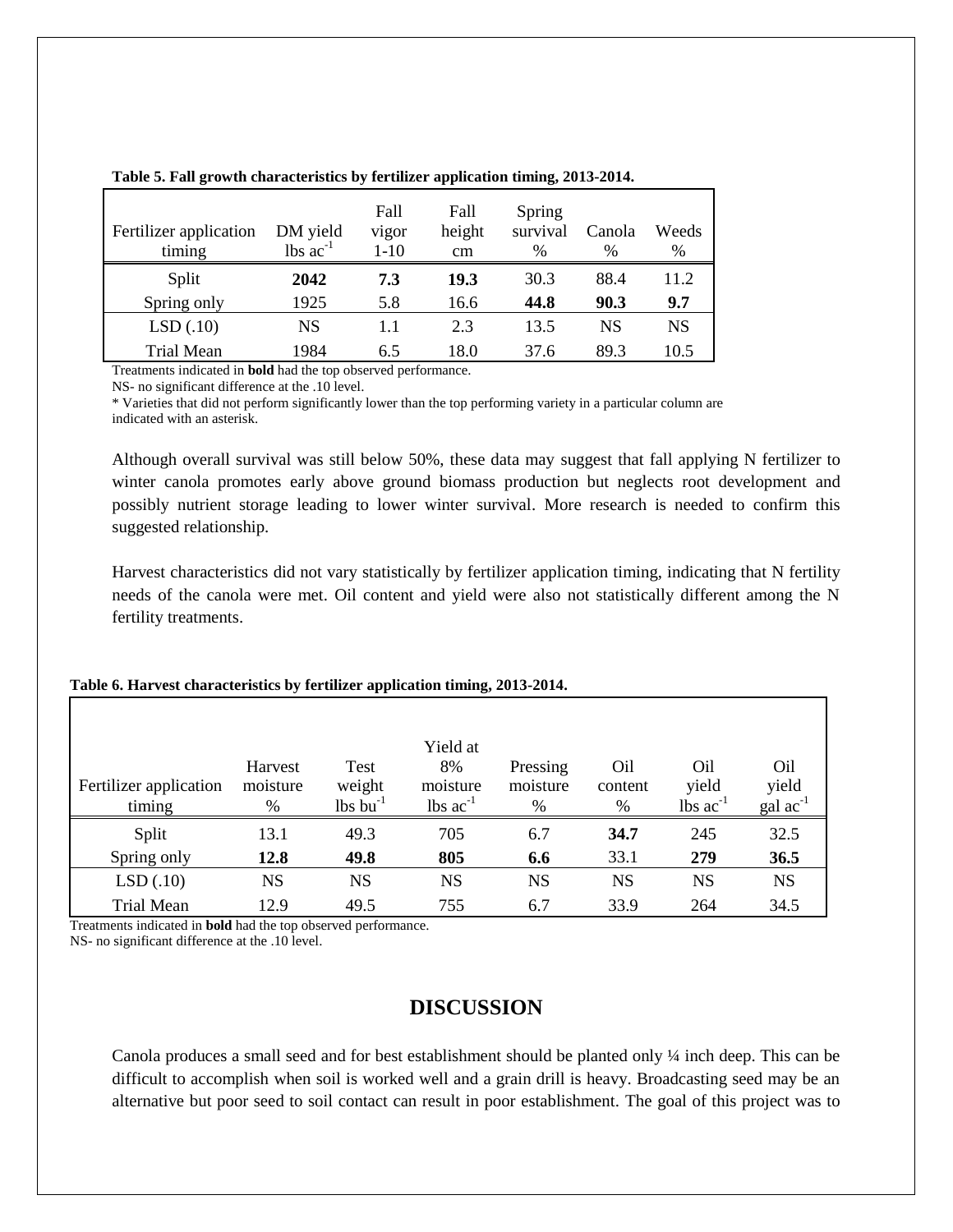**Table 5. Fall growth characteristics by fertilizer application timing, 2013-2014.**

| Fertilizer application timing | DM yield lbs $ac^{-1}$ | Fall vigor 1-10 | Fall height cm | Spring survival % | Canola % | Weeds % |
|---|---|---|---|---|---|---|
| Split | **2042** | **7.3** | **19.3** | 30.3 | 88.4 | 11.2 |
| Spring only | 1925 | 5.8 | 16.6 | **44.8** | **90.3** | **9.7** |
| LSD (.10) | NS | 1.1 | 2.3 | 13.5 | NS | NS |
| Trial Mean | 1984 | 6.5 | 18.0 | 37.6 | 89.3 | 10.5 |

Treatments indicated in **bold** had the top observed performance.
NS- no significant difference at the .10 level.
* Varieties that did not perform significantly lower than the top performing variety in a particular column are indicated with an asterisk.

Although overall survival was still below 50%, these data may suggest that fall applying N fertilizer to winter canola promotes early above ground biomass production but neglects root development and possibly nutrient storage leading to lower winter survival. More research is needed to confirm this suggested relationship.

Harvest characteristics did not vary statistically by fertilizer application timing, indicating that N fertility needs of the canola were met. Oil content and yield were also not statistically different among the N fertility treatments.

**Table 6. Harvest characteristics by fertilizer application timing, 2013-2014.**

| Fertilizer application timing | Harvest moisture % | Test weight lbs $bu^{-1}$ | Yield at 8% moisture lbs $ac^{-1}$ | Pressing moisture % | Oil content % | Oil yield lbs $ac^{-1}$ | Oil yield gal $ac^{-1}$ |
|---|---|---|---|---|---|---|---|
| Split | 13.1 | 49.3 | 705 | 6.7 | **34.7** | 245 | 32.5 |
| Spring only | **12.8** | **49.8** | **805** | **6.6** | 33.1 | **279** | **36.5** |
| LSD (.10) | NS | NS | NS | NS | NS | NS | NS |
| Trial Mean | 12.9 | 49.5 | 755 | 6.7 | 33.9 | 264 | 34.5 |

Treatments indicated in **bold** had the top observed performance.
NS- no significant difference at the .10 level.

## DISCUSSION

Canola produces a small seed and for best establishment should be planted only ¼ inch deep. This can be difficult to accomplish when soil is worked well and a grain drill is heavy. Broadcasting seed may be an alternative but poor seed to soil contact can result in poor establishment. The goal of this project was to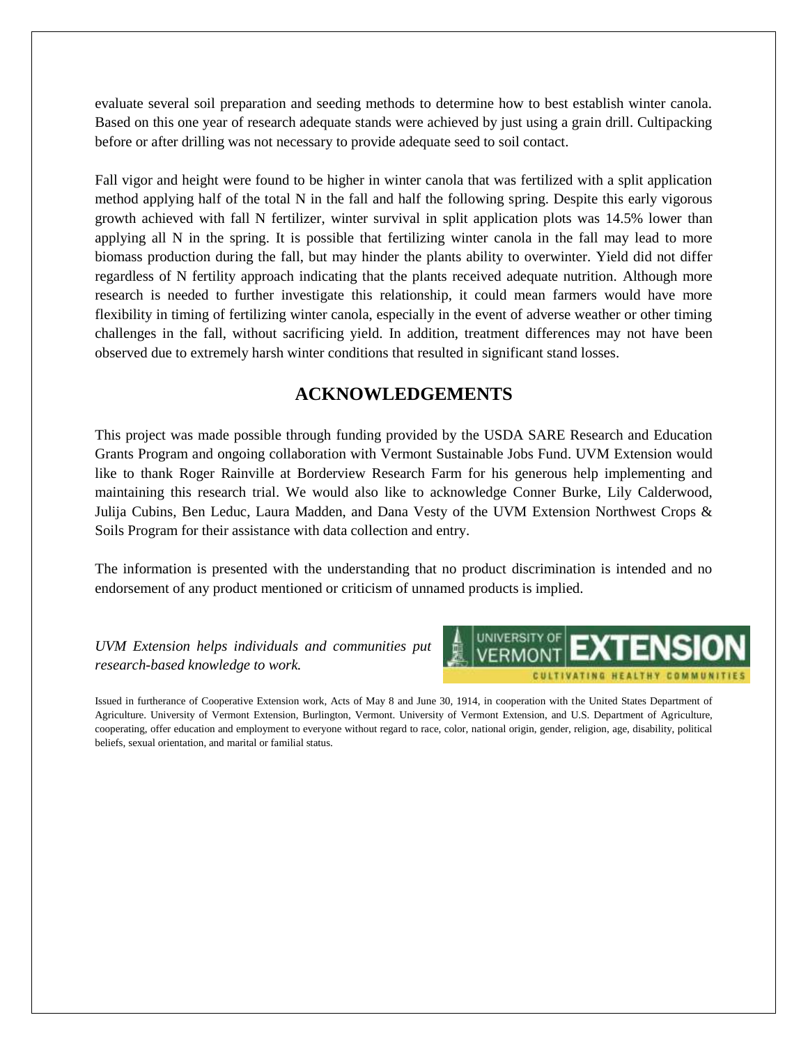evaluate several soil preparation and seeding methods to determine how to best establish winter canola. Based on this one year of research adequate stands were achieved by just using a grain drill. Cultipacking before or after drilling was not necessary to provide adequate seed to soil contact.

Fall vigor and height were found to be higher in winter canola that was fertilized with a split application method applying half of the total N in the fall and half the following spring. Despite this early vigorous growth achieved with fall N fertilizer, winter survival in split application plots was 14.5% lower than applying all N in the spring. It is possible that fertilizing winter canola in the fall may lead to more biomass production during the fall, but may hinder the plants ability to overwinter. Yield did not differ regardless of N fertility approach indicating that the plants received adequate nutrition. Although more research is needed to further investigate this relationship, it could mean farmers would have more flexibility in timing of fertilizing winter canola, especially in the event of adverse weather or other timing challenges in the fall, without sacrificing yield. In addition, treatment differences may not have been observed due to extremely harsh winter conditions that resulted in significant stand losses.

## ACKNOWLEDGEMENTS

This project was made possible through funding provided by the USDA SARE Research and Education Grants Program and ongoing collaboration with Vermont Sustainable Jobs Fund. UVM Extension would like to thank Roger Rainville at Borderview Research Farm for his generous help implementing and maintaining this research trial. We would also like to acknowledge Conner Burke, Lily Calderwood, Julija Cubins, Ben Leduc, Laura Madden, and Dana Vesty of the UVM Extension Northwest Crops & Soils Program for their assistance with data collection and entry.

The information is presented with the understanding that no product discrimination is intended and no endorsement of any product mentioned or criticism of unnamed products is implied.

*UVM Extension helps individuals and communities put research-based knowledge to work.*

UNIVERSITY OF VERMONT EXTENSION
CULTIVATING HEALTHY COMMUNITIES

Issued in furtherance of Cooperative Extension work, Acts of May 8 and June 30, 1914, in cooperation with the United States Department of Agriculture. University of Vermont Extension, Burlington, Vermont. University of Vermont Extension, and U.S. Department of Agriculture, cooperating, offer education and employment to everyone without regard to race, color, national origin, gender, religion, age, disability, political beliefs, sexual orientation, and marital or familial status.